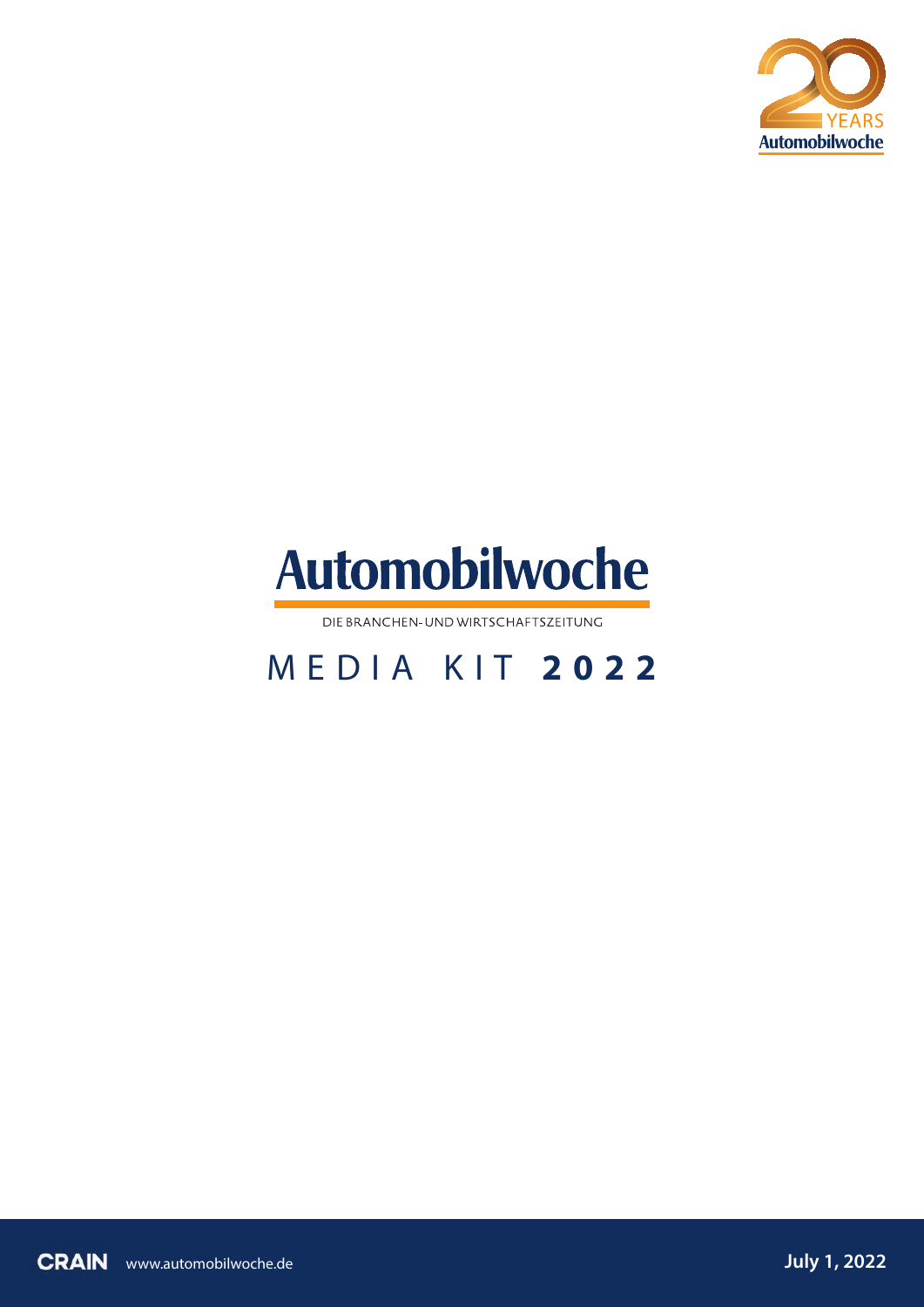20 YEARS Automobilwoche

# Automobilwoche

DIE BRANCHEN- UND WIRTSCHAFTSZEITUNG

## MEDIA KIT **2022**

CRAIN www.automobilwoche.de

**July 1, 2022**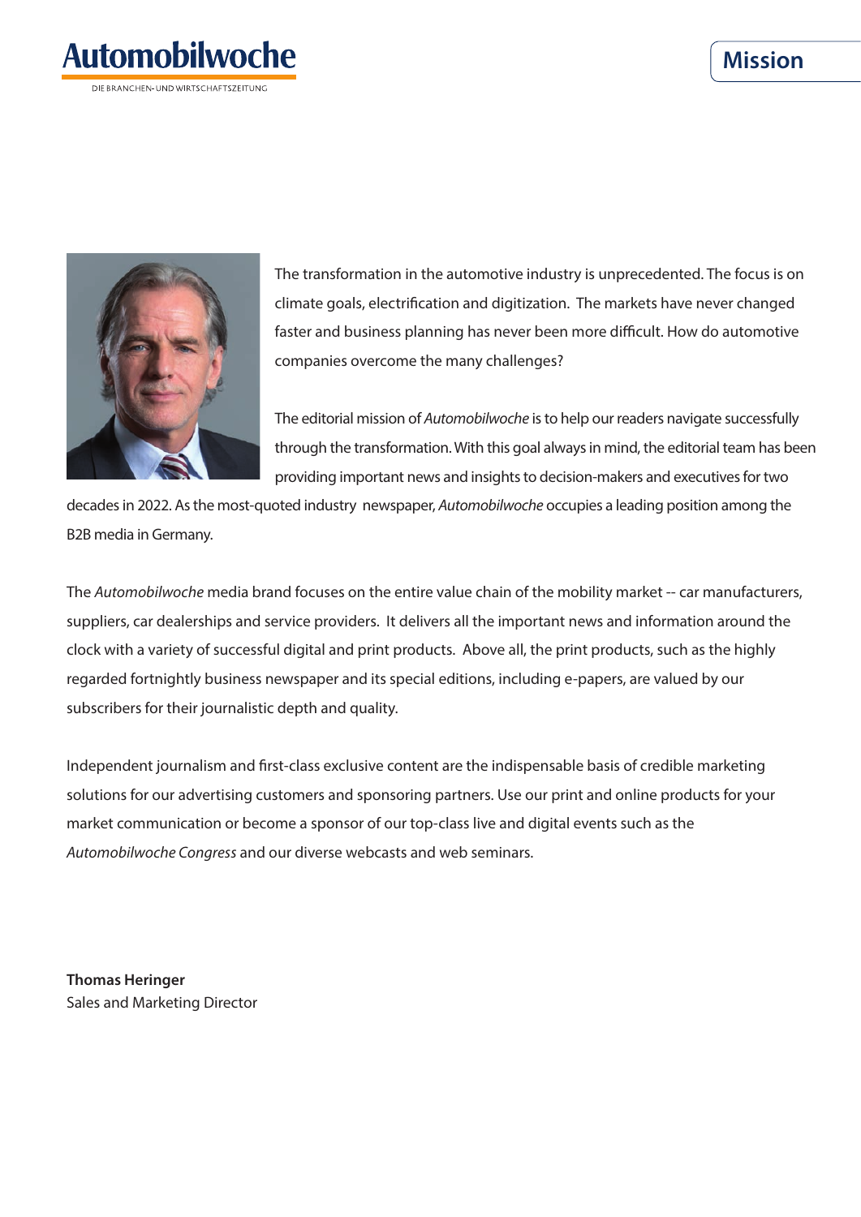# Mission

The transformation in the automotive industry is unprecedented. The focus is on climate goals, electrification and digitization. The markets have never changed faster and business planning has never been more difficult. How do automotive companies overcome the many challenges?

The editorial mission of *Automobilwoche* is to help our readers navigate successfully through the transformation. With this goal always in mind, the editorial team has been providing important news and insights to decision-makers and executives for two decades in 2022. As the most-quoted industry newspaper, *Automobilwoche* occupies a leading position among the B2B media in Germany.

The *Automobilwoche* media brand focuses on the entire value chain of the mobility market -- car manufacturers, suppliers, car dealerships and service providers. It delivers all the important news and information around the clock with a variety of successful digital and print products. Above all, the print products, such as the highly regarded fortnightly business newspaper and its special editions, including e-papers, are valued by our subscribers for their journalistic depth and quality.

Independent journalism and first-class exclusive content are the indispensable basis of credible marketing solutions for our advertising customers and sponsoring partners. Use our print and online products for your market communication or become a sponsor of our top-class live and digital events such as the *Automobilwoche Congress* and our diverse webcasts and web seminars.

**Thomas Heringer**
Sales and Marketing Director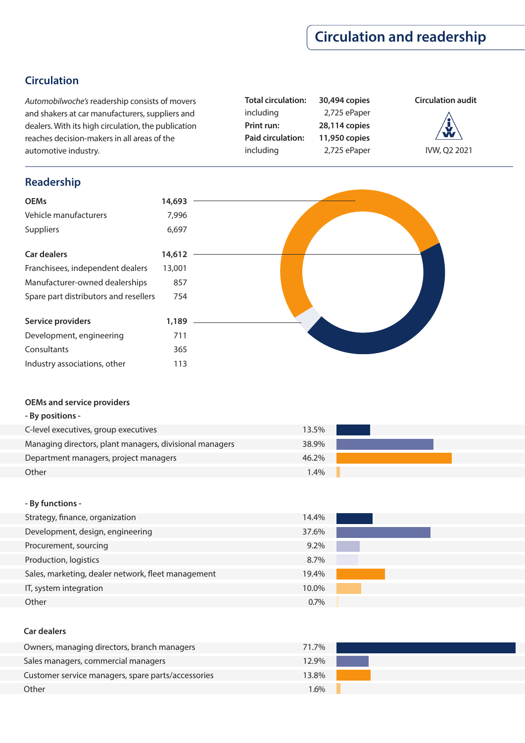# Circulation and readership

## Circulation

*Automobilwoche's* readership consists of movers and shakers at car manufacturers, suppliers and dealers. With its high circulation, the publication reaches decision-makers in all areas of the automotive industry.

| | |
|---|---|
| **Total circulation:** | **30,494 copies** |
| including | 2,725 ePaper |
| **Print run:** | **28,114 copies** |
| **Paid circulation:** | **11,950 copies** |
| including | 2,725 ePaper |

**Circulation audit**

IVW, Q2 2021

## Readership

| | |
|---|---|
| **OEMs** | **14,693** |
| Vehicle manufacturers | 7,996 |
| Suppliers | 6,697 |
| **Car dealers** | **14,612** |
| Franchisees, independent dealers | 13,001 |
| Manufacturer-owned dealerships | 857 |
| Spare part distributors and resellers | 754 |
| **Service providers** | **1,189** |
| Development, engineering | 711 |
| Consultants | 365 |
| Industry associations, other | 113 |

### OEMs and service providers

**- By positions -**

| | |
|---|---|
| C-level executives, group executives | 13.5% |
| Managing directors, plant managers, divisional managers | 38.9% |
| Department managers, project managers | 46.2% |
| Other | 1.4% |

**- By functions -**

| | |
|---|---|
| Strategy, finance, organization | 14.4% |
| Development, design, engineering | 37.6% |
| Procurement, sourcing | 9.2% |
| Production, logistics | 8.7% |
| Sales, marketing, dealer network, fleet management | 19.4% |
| IT, system integration | 10.0% |
| Other | 0.7% |

### Car dealers

| | |
|---|---|
| Owners, managing directors, branch managers | 71.7% |
| Sales managers, commercial managers | 12.9% |
| Customer service managers, spare parts/accessories | 13.8% |
| Other | 1.6% |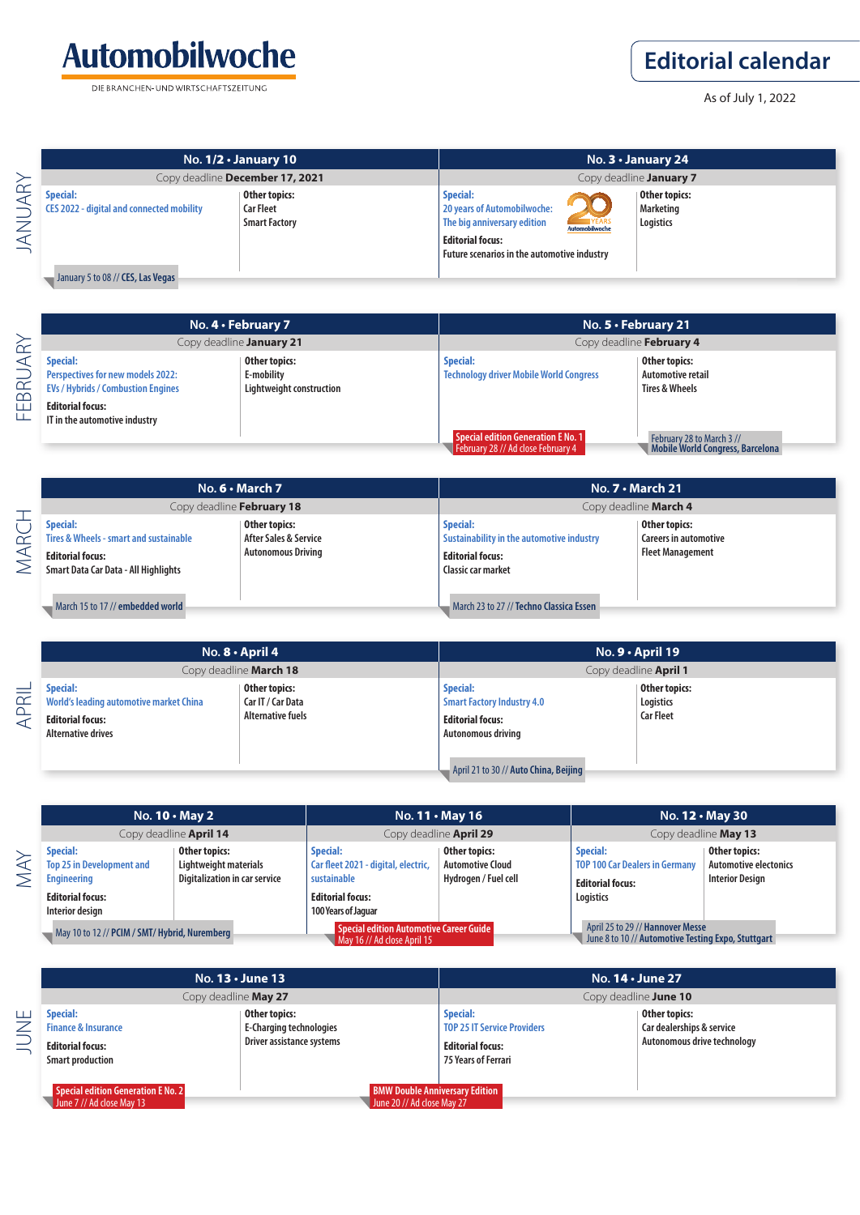# Automobilwoche

DIE BRANCHEN- UND WIRTSCHAFTSZEITUNG

## Editorial calendar

As of July 1, 2022

## JANUARY

### No. 1/2 • January 10
Copy deadline **December 17, 2021**

**Special:**
CES 2022 - digital and connected mobility

**Other topics:**
Car Fleet
Smart Factory

January 5 to 08 // **CES, Las Vegas**

### No. 3 • January 24
Copy deadline **January 7**

**Special:**
20 years of Automobilwoche:
The big anniversary edition

**Editorial focus:**
Future scenarios in the automotive industry

**Other topics:**
Marketing
Logistics

## FEBRUARY

### No. 4 • February 7
Copy deadline **January 21**

**Special:**
Perspectives for new models 2022:
EVs / Hybrids / Combustion Engines

**Editorial focus:**
IT in the automotive industry

**Other topics:**
E-mobility
Lightweight construction

### No. 5 • February 21
Copy deadline **February 4**

**Special:**
Technology driver Mobile World Congress

**Other topics:**
Automotive retail
Tires & Wheels

**Special edition Generation E No. 1**
February 28 // Ad close February 4

February 28 to March 3 // **Mobile World Congress, Barcelona**

## MARCH

### No. 6 • March 7
Copy deadline **February 18**

**Special:**
Tires & Wheels - smart and sustainable

**Editorial focus:**
Smart Data Car Data - All Highlights

**Other topics:**
After Sales & Service
Autonomous Driving

March 15 to 17 // **embedded world**

### No. 7 • March 21
Copy deadline **March 4**

**Special:**
Sustainability in the automotive industry

**Editorial focus:**
Classic car market

**Other topics:**
Careers in automotive
Fleet Management

March 23 to 27 // **Techno Classica Essen**

## APRIL

### No. 8 • April 4
Copy deadline **March 18**

**Special:**
World's leading automotive market China

**Editorial focus:**
Alternative drives

**Other topics:**
Car IT / Car Data
Alternative fuels

### No. 9 • April 19
Copy deadline **April 1**

**Special:**
Smart Factory Industry 4.0

**Editorial focus:**
Autonomous driving

**Other topics:**
Logistics
Car Fleet

April 21 to 30 // **Auto China, Beijing**

## MAY

### No. 10 • May 2
Copy deadline **April 14**

**Special:**
Top 25 in Development and Engineering

**Editorial focus:**
Interior design

**Other topics:**
Lightweight materials
Digitalization in car service

May 10 to 12 // **PCIM / SMT/ Hybrid, Nuremberg**

### No. 11 • May 16
Copy deadline **April 29**

**Special:**
Car fleet 2021 - digital, electric, sustainable

**Editorial focus:**
100 Years of Jaguar

**Other topics:**
Automotive Cloud
Hydrogen / Fuel cell

**Special edition Automotive Career Guide**
May 16 // Ad close April 15

### No. 12 • May 30
Copy deadline **May 13**

**Special:**
TOP 100 Car Dealers in Germany

**Editorial focus:**
Logistics

**Other topics:**
Automotive electronics
Interior Design

April 25 to 29 // **Hannover Messe**
June 8 to 10 // **Automotive Testing Expo, Stuttgart**

## JUNE

### No. 13 • June 13
Copy deadline **May 27**

**Special:**
Finance & Insurance

**Editorial focus:**
Smart production

**Other topics:**
E-Charging technologies
Driver assistance systems

**Special edition Generation E No. 2**
June 7 // Ad close May 13

### No. 14 • June 27
Copy deadline **June 10**

**Special:**
TOP 25 IT Service Providers

**Editorial focus:**
75 Years of Ferrari

**Other topics:**
Car dealerships & service
Autonomous drive technology

**BMW Double Anniversary Edition**
June 20 // Ad close May 27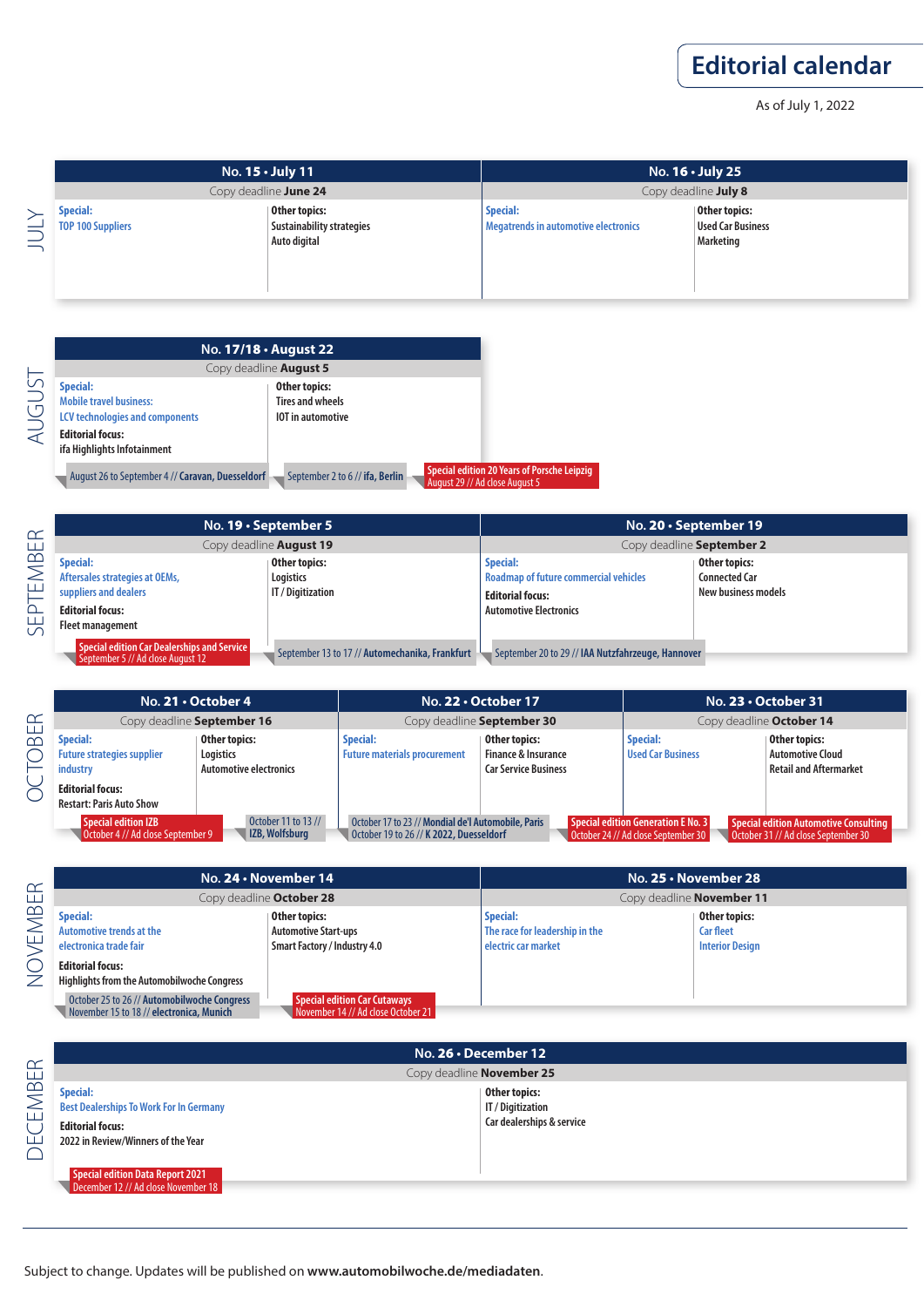# Editorial calendar

As of July 1, 2022

## JULY

### No. 15 • July 11
Copy deadline **June 24**

**Special:**
TOP 100 Suppliers

**Other topics:**
Sustainability strategies
Auto digital

### No. 16 • July 25
Copy deadline **July 8**

**Special:**
Megatrends in automotive electronics

**Other topics:**
Used Car Business
Marketing

## AUGUST

### No. 17/18 • August 22
Copy deadline **August 5**

**Special:**
Mobile travel business:
LCV technologies and components

**Editorial focus:**
ifa Highlights Infotainment

**Other topics:**
Tires and wheels
IOT in automotive

August 26 to September 4 // **Caravan, Duesseldorf**

September 2 to 6 // **ifa, Berlin**

**Special edition 20 Years of Porsche Leipzig**
August 29 // Ad close August 5

## SEPTEMBER

### No. 19 • September 5
Copy deadline **August 19**

**Special:**
Aftersales strategies at OEMs, suppliers and dealers

**Editorial focus:**
Fleet management

**Other topics:**
Logistics
IT / Digitization

**Special edition Car Dealerships and Service**
September 5 // Ad close August 12

September 13 to 17 // **Automechanika, Frankfurt**

### No. 20 • September 19
Copy deadline **September 2**

**Special:**
Roadmap of future commercial vehicles

**Editorial focus:**
Automotive Electronics

**Other topics:**
Connected Car
New business models

September 20 to 29 // **IAA Nutzfahrzeuge, Hannover**

## OCTOBER

### No. 21 • October 4
Copy deadline **September 16**

**Special:**
Future strategies supplier industry

**Editorial focus:**
Restart: Paris Auto Show

**Other topics:**
Logistics
Automotive electronics

**Special edition IZB**
October 4 // Ad close September 9

October 11 to 13 // **IZB, Wolfsburg**

### No. 22 • October 17
Copy deadline **September 30**

**Special:**
Future materials procurement

**Other topics:**
Finance & Insurance
Car Service Business

October 17 to 23 // **Mondial del'Automobile, Paris**
October 19 to 26 // **K 2022, Duesseldorf**

**Special edition Generation E No. 3**
October 24 // Ad close September 30

### No. 23 • October 31
Copy deadline **October 14**

**Special:**
Used Car Business

**Other topics:**
Automotive Cloud
Retail and Aftermarket

**Special edition Automotive Consulting**
October 31 // Ad close September 30

## NOVEMBER

### No. 24 • November 14
Copy deadline **October 28**

**Special:**
Automotive trends at the electronica trade fair

**Editorial focus:**
Highlights from the Automobilwoche Congress

**Other topics:**
Automotive Start-ups
Smart Factory / Industry 4.0

October 25 to 26 // **Automobilwoche Congress**
November 15 to 18 // **electronica, Munich**

**Special edition Car Cutaways**
November 14 // Ad close October 21

### No. 25 • November 28
Copy deadline **November 11**

**Special:**
The race for leadership in the electric car market

**Other topics:**
Car fleet
Interior Design

## DECEMBER

### No. 26 • December 12
Copy deadline **November 25**

**Special:**
Best Dealerships To Work For In Germany

**Editorial focus:**
2022 in Review/Winners of the Year

**Other topics:**
IT / Digitization
Car dealerships & service

**Special edition Data Report 2021**
December 12 // Ad close November 18

---

Subject to change. Updates will be published on **www.automobilwoche.de/mediadaten**.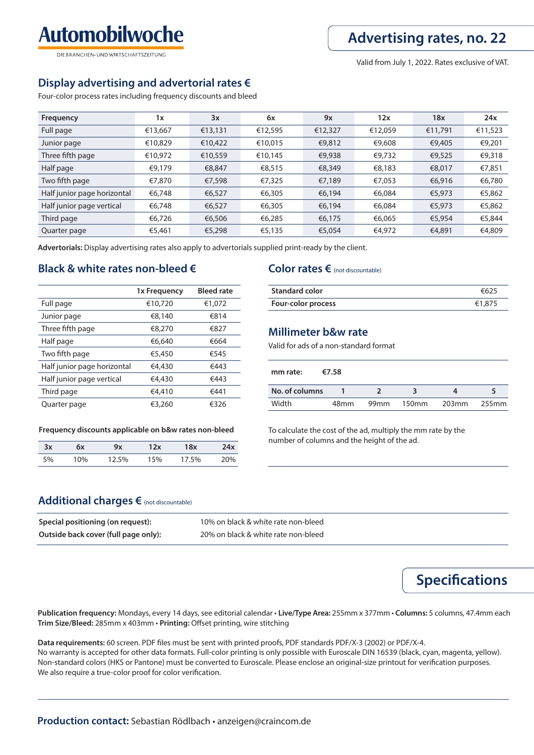# Automobilwoche

DIE BRANCHEN- UND WIRTSCHAFTSZEITUNG

# Advertising rates, no. 22

Valid from July 1, 2022. Rates exclusive of VAT.

## Display advertising and advertorial rates €

Four-color process rates including frequency discounts and bleed

| Frequency | 1x | 3x | 6x | 9x | 12x | 18x | 24x |
|---|---|---|---|---|---|---|---|
| Full page | €13,667 | €13,131 | €12,595 | €12,327 | €12,059 | €11,791 | €11,523 |
| Junior page | €10,829 | €10,422 | €10,015 | €9,812 | €9,608 | €9,405 | €9,201 |
| Three fifth page | €10,972 | €10,559 | €10,145 | €9,938 | €9,732 | €9,525 | €9,318 |
| Half page | €9,179 | €8,847 | €8,515 | €8,349 | €8,183 | €8,017 | €7,851 |
| Two fifth page | €7,870 | €7,598 | €7,325 | €7,189 | €7,053 | €6,916 | €6,780 |
| Half junior page horizontal | €6,748 | €6,527 | €6,305 | €6,194 | €6,084 | €5,973 | €5,862 |
| Half junior page vertical | €6,748 | €6,527 | €6,305 | €6,194 | €6,084 | €5,973 | €5,862 |
| Third page | €6,726 | €6,506 | €6,285 | €6,175 | €6,065 | €5,954 | €5,844 |
| Quarter page | €5,461 | €5,298 | €5,135 | €5,054 | €4,972 | €4,891 | €4,809 |

**Advertorials:** Display advertising rates also apply to advertorials supplied print-ready by the client.

## Black & white rates non-bleed €

| | 1x Frequency | Bleed rate |
|---|---|---|
| Full page | €10,720 | €1,072 |
| Junior page | €8,140 | €814 |
| Three fifth page | €8,270 | €827 |
| Half page | €6,640 | €664 |
| Two fifth page | €5,450 | €545 |
| Half junior page horizontal | €4,430 | €443 |
| Half junior page vertical | €4,430 | €443 |
| Third page | €4,410 | €441 |
| Quarter page | €3,260 | €326 |

**Frequency discounts applicable on b&w rates non-bleed**

| 3x | 6x | 9x | 12x | 18x | 24x |
|---|---|---|---|---|---|
| 5% | 10% | 12.5% | 15% | 17.5% | 20% |

## Color rates € (not discountable)

| | |
|---|---|
| **Standard color** | €625 |
| **Four-color process** | €1,875 |

## Millimeter b&w rate

Valid for ads of a non-standard format

**mm rate:** **€7.58**

| No. of columns | 1 | 2 | 3 | 4 | 5 |
|---|---|---|---|---|---|
| Width | 48mm | 99mm | 150mm | 203mm | 255mm |

To calculate the cost of the ad, multiply the mm rate by the number of columns and the height of the ad.

## Additional charges € (not discountable)

| | |
|---|---|
| **Special positioning (on request):** | 10% on black & white rate non-bleed |
| **Outside back cover (full page only):** | 20% on black & white rate non-bleed |

# Specifications

**Publication frequency:** Mondays, every 14 days, see editorial calendar • **Live/Type Area:** 255mm x 377mm • **Columns:** 5 columns, 47.4mm each
**Trim Size/Bleed:** 285mm x 403mm • **Printing:** Offset printing, wire stitching

**Data requirements:** 60 screen. PDF files must be sent with printed proofs, PDF standards PDF/X-3 (2002) or PDF/X-4.
No warranty is accepted for other data formats. Full-color printing is only possible with Euroscale DIN 16539 (black, cyan, magenta, yellow). Non-standard colors (HKS or Pantone) must be converted to Euroscale. Please enclose an original-size printout for verification purposes.
We also require a true-color proof for color verification.

**Production contact:** Sebastian Rödlbach • anzeigen@craincom.de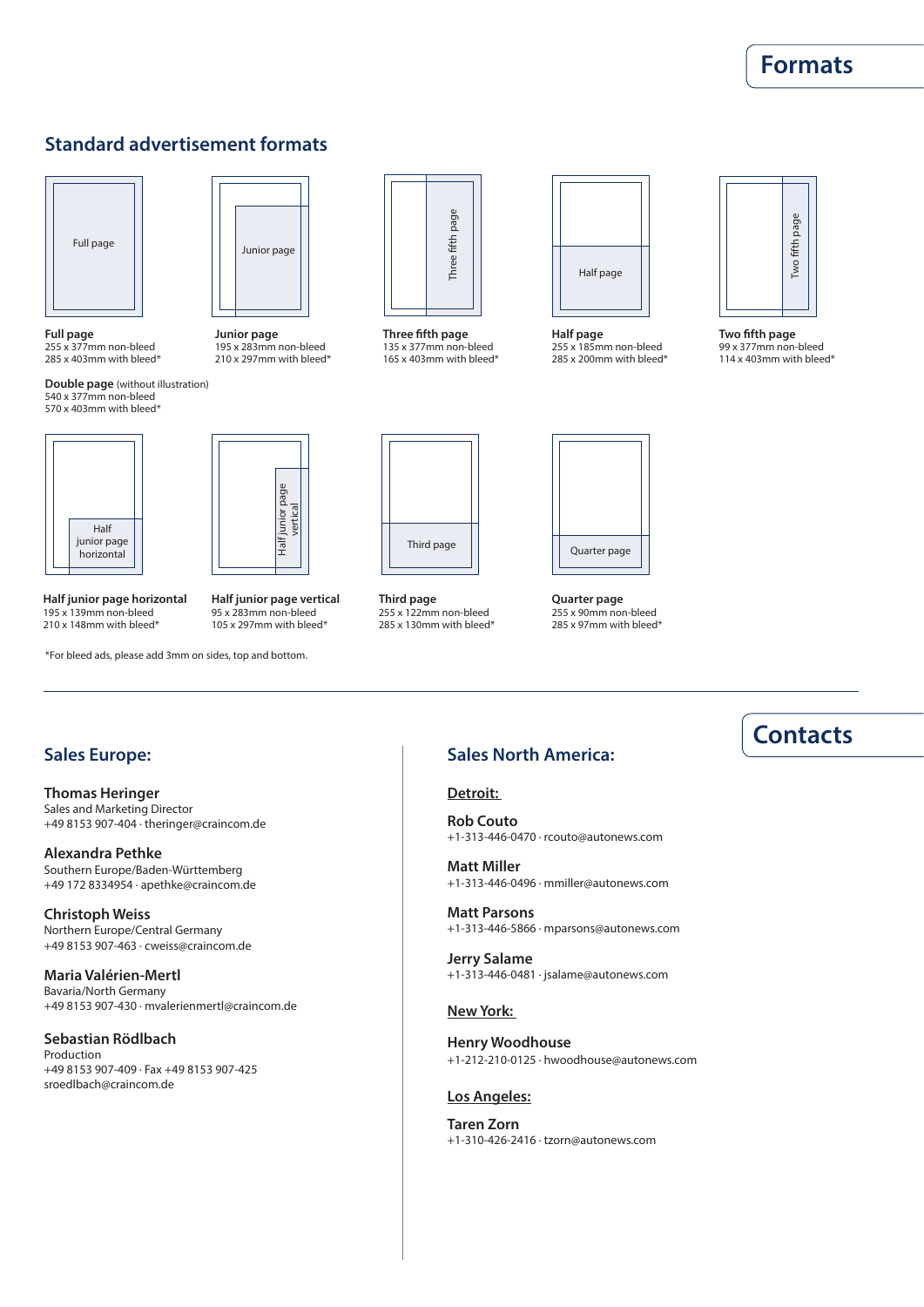# Formats

## Standard advertisement formats

**Full page**
255 x 377mm non-bleed
285 x 403mm with bleed*

**Junior page**
195 x 283mm non-bleed
210 x 297mm with bleed*

**Three fifth page**
135 x 377mm non-bleed
165 x 403mm with bleed*

**Half page**
255 x 185mm non-bleed
285 x 200mm with bleed*

**Two fifth page**
99 x 377mm non-bleed
114 x 403mm with bleed*

**Double page** (without illustration)
540 x 377mm non-bleed
570 x 403mm with bleed*

**Half junior page horizontal**
195 x 139mm non-bleed
210 x 148mm with bleed*

**Half junior page vertical**
95 x 283mm non-bleed
105 x 297mm with bleed*

**Third page**
255 x 122mm non-bleed
285 x 130mm with bleed*

**Quarter page**
255 x 90mm non-bleed
285 x 97mm with bleed*

*For bleed ads, please add 3mm on sides, top and bottom.

---

# Contacts

## Sales Europe:

**Thomas Heringer**
Sales and Marketing Director
+49 8153 907-404 · theringer@craincom.de

**Alexandra Pethke**
Southern Europe/Baden-Württemberg
+49 172 8334954 · apethke@craincom.de

**Christoph Weiss**
Northern Europe/Central Germany
+49 8153 907-463 · cweiss@craincom.de

**Maria Valérien-Mertl**
Bavaria/North Germany
+49 8153 907-430 · mvalerienmertl@craincom.de

**Sebastian Rödlbach**
Production
+49 8153 907-409 · Fax +49 8153 907-425
sroedlbach@craincom.de

## Sales North America:

**Detroit:**

**Rob Couto**
+1-313-446-0470 · rcouto@autonews.com

**Matt Miller**
+1-313-446-0496 · mmiller@autonews.com

**Matt Parsons**
+1-313-446-5866 · mparsons@autonews.com

**Jerry Salame**
+1-313-446-0481 · jsalame@autonews.com

**New York:**

**Henry Woodhouse**
+1-212-210-0125 · hwoodhouse@autonews.com

**Los Angeles:**

**Taren Zorn**
+1-310-426-2416 · tzorn@autonews.com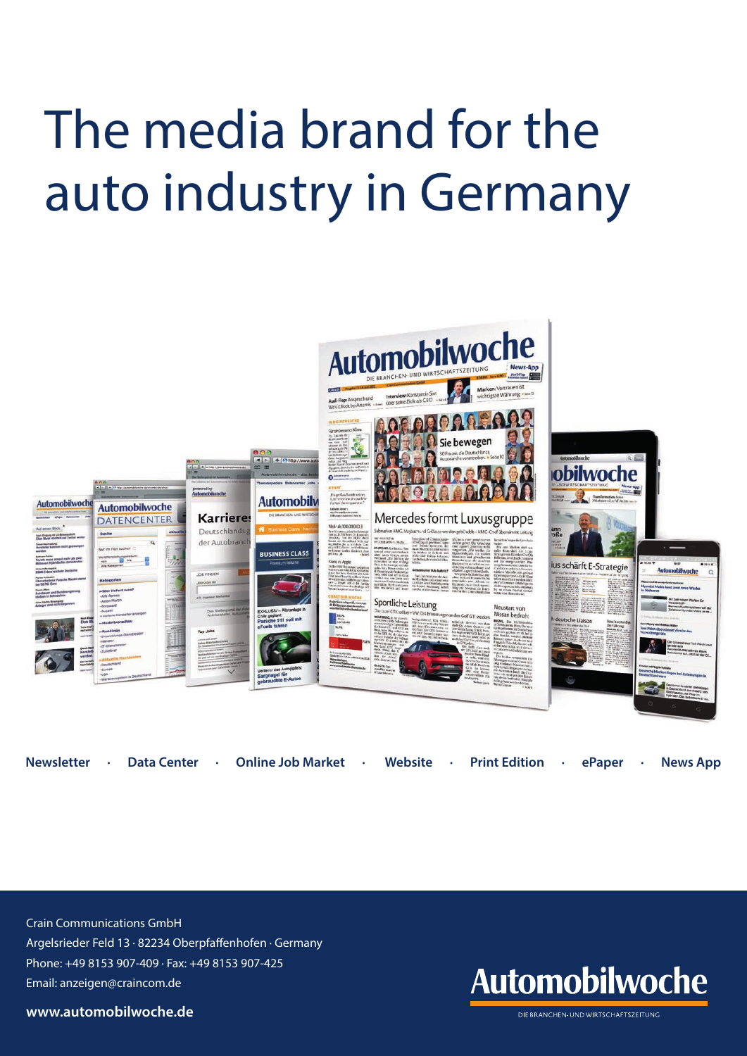# The media brand for the auto industry in Germany

Newsletter · Data Center · Online Job Market · Website · Print Edition · ePaper · News App

Crain Communications GmbH
Argelsrieder Feld 13 · 82234 Oberpfaffenhofen · Germany
Phone: +49 8153 907-409 · Fax: +49 8153 907-425
Email: anzeigen@craincom.de

**www.automobilwoche.de**

Automobilwoche
DIE BRANCHEN- UND WIRTSCHAFTSZEITUNG